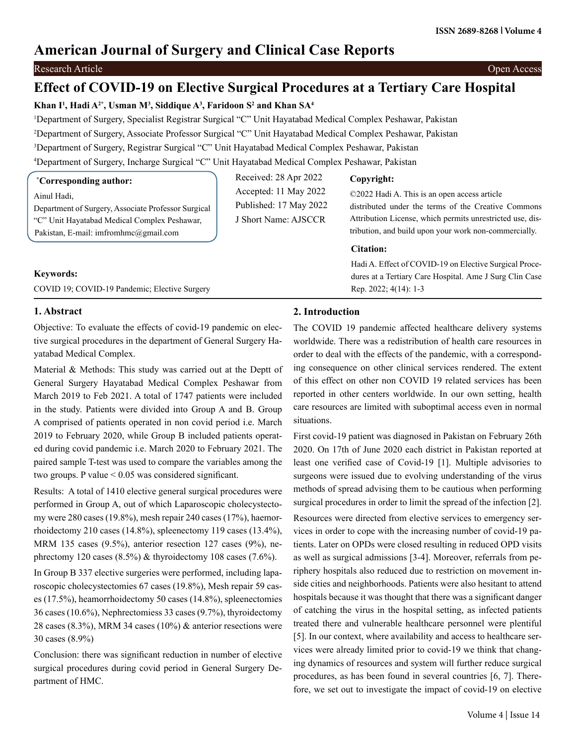# American Journal of Surgery and Clinical Case Reports

Research Article | Open Access

## Effect of COVID-19 on Elective Surgical Procedures at a Tertiary Care Hospital

**Khan I[1], Hadi A[2*], Usman M[3], Siddique A[3], Faridoon S[2] and Khan SA[4]**

[1]Department of Surgery, Specialist Registrar Surgical "C" Unit Hayatabad Medical Complex Peshawar, Pakistan

[2]Department of Surgery, Associate Professor Surgical "C" Unit Hayatabad Medical Complex Peshawar, Pakistan

[3]Department of Surgery, Registrar Surgical "C" Unit Hayatabad Medical Complex Peshawar, Pakistan

[4]Department of Surgery, Incharge Surgical "C" Unit Hayatabad Medical Complex Peshawar, Pakistan

**[*]Corresponding author:**

Ainul Hadi,
Department of Surgery, Associate Professor Surgical "C" Unit Hayatabad Medical Complex Peshawar, Pakistan, E-mail: imfromhmc@gmail.com

Received: 28 Apr 2022
Accepted: 11 May 2022
Published: 17 May 2022
J Short Name: AJSCCR

**Copyright:**

©2022 Hadi A. This is an open access article distributed under the terms of the Creative Commons Attribution License, which permits unrestricted use, distribution, and build upon your work non-commercially.

**Citation:**

Hadi A. Effect of COVID-19 on Elective Surgical Procedures at a Tertiary Care Hospital. Ame J Surg Clin Case Rep. 2022; 4(14): 1-3

**Keywords:**

COVID 19; COVID-19 Pandemic; Elective Surgery

### 1. Abstract

Objective: To evaluate the effects of covid-19 pandemic on elective surgical procedures in the department of General Surgery Hayatabad Medical Complex.

Material & Methods: This study was carried out at the Deptt of General Surgery Hayatabad Medical Complex Peshawar from March 2019 to Feb 2021. A total of 1747 patients were included in the study. Patients were divided into Group A and B. Group A comprised of patients operated in non covid period i.e. March 2019 to February 2020, while Group B included patients operated during covid pandemic i.e. March 2020 to February 2021. The paired sample T-test was used to compare the variables among the two groups. P value < 0.05 was considered significant.

Results: A total of 1410 elective general surgical procedures were performed in Group A, out of which Laparoscopic cholecystectomy were 280 cases (19.8%), mesh repair 240 cases (17%), haemorrhoidectomy 210 cases (14.8%), spleenectomy 119 cases (13.4%), MRM 135 cases (9.5%), anterior resection 127 cases (9%), nephrectomy 120 cases (8.5%) & thyroidectomy 108 cases (7.6%).

In Group B 337 elective surgeries were performed, including laparoscopic cholecystectomies 67 cases (19.8%), Mesh repair 59 cases (17.5%), heamorrhoidectomy 50 cases (14.8%), spleenectomies 36 cases (10.6%), Nephrectomiess 33 cases (9.7%), thyroidectomy 28 cases (8.3%), MRM 34 cases (10%) & anterior resections were 30 cases (8.9%)

Conclusion: there was significant reduction in number of elective surgical procedures during covid period in General Surgery Department of HMC.

### 2. Introduction

The COVID 19 pandemic affected healthcare delivery systems worldwide. There was a redistribution of health care resources in order to deal with the effects of the pandemic, with a corresponding consequence on other clinical services rendered. The extent of this effect on other non COVID 19 related services has been reported in other centers worldwide. In our own setting, health care resources are limited with suboptimal access even in normal situations.

First covid-19 patient was diagnosed in Pakistan on February 26th 2020. On 17th of June 2020 each district in Pakistan reported at least one verified case of Covid-19 [1]. Multiple advisories to surgeons were issued due to evolving understanding of the virus methods of spread advising them to be cautious when performing surgical procedures in order to limit the spread of the infection [2].

Resources were directed from elective services to emergency services in order to cope with the increasing number of covid-19 patients. Later on OPDs were closed resulting in reduced OPD visits as well as surgical admissions [3-4]. Moreover, referrals from periphery hospitals also reduced due to restriction on movement inside cities and neighborhoods. Patients were also hesitant to attend hospitals because it was thought that there was a significant danger of catching the virus in the hospital setting, as infected patients treated there and vulnerable healthcare personnel were plentiful [5]. In our context, where availability and access to healthcare services were already limited prior to covid-19 we think that changing dynamics of resources and system will further reduce surgical procedures, as has been found in several countries [6, 7]. Therefore, we set out to investigate the impact of covid-19 on elective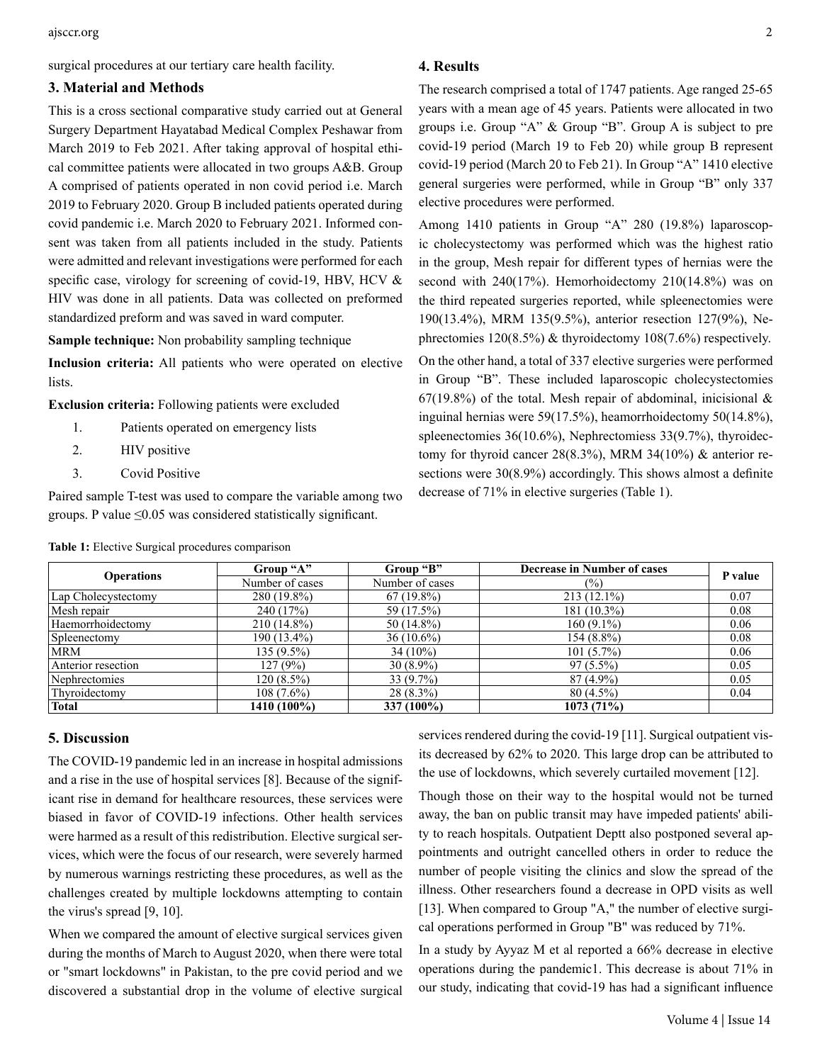surgical procedures at our tertiary care health facility.

## 3. Material and Methods

This is a cross sectional comparative study carried out at General Surgery Department Hayatabad Medical Complex Peshawar from March 2019 to Feb 2021. After taking approval of hospital ethical committee patients were allocated in two groups A&B. Group A comprised of patients operated in non covid period i.e. March 2019 to February 2020. Group B included patients operated during covid pandemic i.e. March 2020 to February 2021. Informed consent was taken from all patients included in the study. Patients were admitted and relevant investigations were performed for each specific case, virology for screening of covid-19, HBV, HCV & HIV was done in all patients. Data was collected on preformed standardized preform and was saved in ward computer.

**Sample technique:** Non probability sampling technique

**Inclusion criteria:** All patients who were operated on elective lists.

**Exclusion criteria:** Following patients were excluded

1. Patients operated on emergency lists
2. HIV positive
3. Covid Positive

Paired sample T-test was used to compare the variable among two groups. P value ≤0.05 was considered statistically significant.

## 4. Results

The research comprised a total of 1747 patients. Age ranged 25-65 years with a mean age of 45 years. Patients were allocated in two groups i.e. Group "A" & Group "B". Group A is subject to pre covid-19 period (March 19 to Feb 20) while group B represent covid-19 period (March 20 to Feb 21). In Group "A" 1410 elective general surgeries were performed, while in Group "B" only 337 elective procedures were performed.

Among 1410 patients in Group "A" 280 (19.8%) laparoscopic cholecystectomy was performed which was the highest ratio in the group, Mesh repair for different types of hernias were the second with 240(17%). Hemorhoidectomy 210(14.8%) was on the third repeated surgeries reported, while spleenectomies were 190(13.4%), MRM 135(9.5%), anterior resection 127(9%), Nephrectomies 120(8.5%) & thyroidectomy 108(7.6%) respectively.

On the other hand, a total of 337 elective surgeries were performed in Group "B". These included laparoscopic cholecystectomies 67(19.8%) of the total. Mesh repair of abdominal, inicisional & inguinal hernias were 59(17.5%), heamorrhoidectomy 50(14.8%), spleenectomies 36(10.6%), Nephrectomiess 33(9.7%), thyroidectomy for thyroid cancer 28(8.3%), MRM 34(10%) & anterior resections were 30(8.9%) accordingly. This shows almost a definite decrease of 71% in elective surgeries (Table 1).

**Table 1:** Elective Surgical procedures comparison

| Operations | Group "A" | Group "B" | Decrease in Number of cases | P value |
|---|---|---|---|---|
| | Number of cases | Number of cases | (%) | |
| Lap Cholecystectomy | 280 (19.8%) | 67 (19.8%) | 213 (12.1%) | 0.07 |
| Mesh repair | 240 (17%) | 59 (17.5%) | 181 (10.3%) | 0.08 |
| Haemorrhoidectomy | 210 (14.8%) | 50 (14.8%) | 160 (9.1%) | 0.06 |
| Spleenectomy | 190 (13.4%) | 36 (10.6%) | 154 (8.8%) | 0.08 |
| MRM | 135 (9.5%) | 34 (10%) | 101 (5.7%) | 0.06 |
| Anterior resection | 127 (9%) | 30 (8.9%) | 97 (5.5%) | 0.05 |
| Nephrectomies | 120 (8.5%) | 33 (9.7%) | 87 (4.9%) | 0.05 |
| Thyroidectomy | 108 (7.6%) | 28 (8.3%) | 80 (4.5%) | 0.04 |
| **Total** | **1410 (100%)** | **337 (100%)** | **1073 (71%)** | |

## 5. Discussion

The COVID-19 pandemic led in an increase in hospital admissions and a rise in the use of hospital services [8]. Because of the significant rise in demand for healthcare resources, these services were biased in favor of COVID-19 infections. Other health services were harmed as a result of this redistribution. Elective surgical services, which were the focus of our research, were severely harmed by numerous warnings restricting these procedures, as well as the challenges created by multiple lockdowns attempting to contain the virus's spread [9, 10].

When we compared the amount of elective surgical services given during the months of March to August 2020, when there were total or "smart lockdowns" in Pakistan, to the pre covid period and we discovered a substantial drop in the volume of elective surgical services rendered during the covid-19 [11]. Surgical outpatient visits decreased by 62% to 2020. This large drop can be attributed to the use of lockdowns, which severely curtailed movement [12].

Though those on their way to the hospital would not be turned away, the ban on public transit may have impeded patients' ability to reach hospitals. Outpatient Deptt also postponed several appointments and outright cancelled others in order to reduce the number of people visiting the clinics and slow the spread of the illness. Other researchers found a decrease in OPD visits as well [13]. When compared to Group "A," the number of elective surgical operations performed in Group "B" was reduced by 71%.

In a study by Ayyaz M et al reported a 66% decrease in elective operations during the pandemic1. This decrease is about 71% in our study, indicating that covid-19 has had a significant influence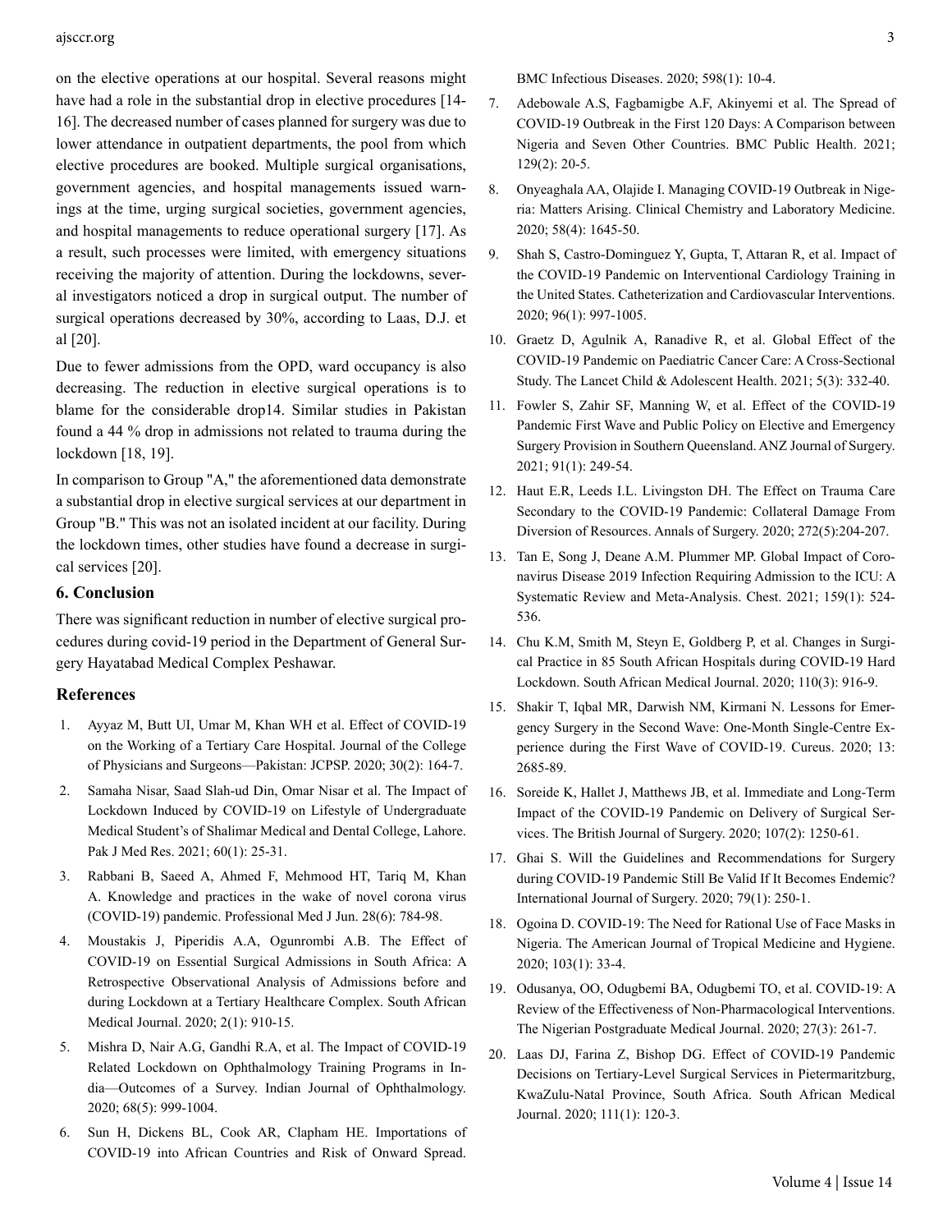on the elective operations at our hospital. Several reasons might have had a role in the substantial drop in elective procedures [14-16]. The decreased number of cases planned for surgery was due to lower attendance in outpatient departments, the pool from which elective procedures are booked. Multiple surgical organisations, government agencies, and hospital managements issued warnings at the time, urging surgical societies, government agencies, and hospital managements to reduce operational surgery [17]. As a result, such processes were limited, with emergency situations receiving the majority of attention. During the lockdowns, several investigators noticed a drop in surgical output. The number of surgical operations decreased by 30%, according to Laas, D.J. et al [20].

Due to fewer admissions from the OPD, ward occupancy is also decreasing. The reduction in elective surgical operations is to blame for the considerable drop14. Similar studies in Pakistan found a 44 % drop in admissions not related to trauma during the lockdown [18, 19].

In comparison to Group "A," the aforementioned data demonstrate a substantial drop in elective surgical services at our department in Group "B." This was not an isolated incident at our facility. During the lockdown times, other studies have found a decrease in surgical services [20].

## 6. Conclusion

There was significant reduction in number of elective surgical procedures during covid-19 period in the Department of General Surgery Hayatabad Medical Complex Peshawar.

## References

1. Ayyaz M, Butt UI, Umar M, Khan WH et al. Effect of COVID-19 on the Working of a Tertiary Care Hospital. Journal of the College of Physicians and Surgeons—Pakistan: JCPSP. 2020; 30(2): 164-7.
2. Samaha Nisar, Saad Slah-ud Din, Omar Nisar et al. The Impact of Lockdown Induced by COVID-19 on Lifestyle of Undergraduate Medical Student's of Shalimar Medical and Dental College, Lahore. Pak J Med Res. 2021; 60(1): 25-31.
3. Rabbani B, Saeed A, Ahmed F, Mehmood HT, Tariq M, Khan A. Knowledge and practices in the wake of novel corona virus (COVID-19) pandemic. Professional Med J Jun. 28(6): 784-98.
4. Moustakis J, Piperidis A.A, Ogunrombi A.B. The Effect of COVID-19 on Essential Surgical Admissions in South Africa: A Retrospective Observational Analysis of Admissions before and during Lockdown at a Tertiary Healthcare Complex. South African Medical Journal. 2020; 2(1): 910-15.
5. Mishra D, Nair A.G, Gandhi R.A, et al. The Impact of COVID-19 Related Lockdown on Ophthalmology Training Programs in India—Outcomes of a Survey. Indian Journal of Ophthalmology. 2020; 68(5): 999-1004.
6. Sun H, Dickens BL, Cook AR, Clapham HE. Importations of COVID-19 into African Countries and Risk of Onward Spread. BMC Infectious Diseases. 2020; 598(1): 10-4.
7. Adebowale A.S, Fagbamigbe A.F, Akinyemi et al. The Spread of COVID-19 Outbreak in the First 120 Days: A Comparison between Nigeria and Seven Other Countries. BMC Public Health. 2021; 129(2): 20-5.
8. Onyeaghala AA, Olajide I. Managing COVID-19 Outbreak in Nigeria: Matters Arising. Clinical Chemistry and Laboratory Medicine. 2020; 58(4): 1645-50.
9. Shah S, Castro-Dominguez Y, Gupta, T, Attaran R, et al. Impact of the COVID-19 Pandemic on Interventional Cardiology Training in the United States. Catheterization and Cardiovascular Interventions. 2020; 96(1): 997-1005.
10. Graetz D, Agulnik A, Ranadive R, et al. Global Effect of the COVID-19 Pandemic on Paediatric Cancer Care: A Cross-Sectional Study. The Lancet Child & Adolescent Health. 2021; 5(3): 332-40.
11. Fowler S, Zahir SF, Manning W, et al. Effect of the COVID-19 Pandemic First Wave and Public Policy on Elective and Emergency Surgery Provision in Southern Queensland. ANZ Journal of Surgery. 2021; 91(1): 249-54.
12. Haut E.R, Leeds I.L. Livingston DH. The Effect on Trauma Care Secondary to the COVID-19 Pandemic: Collateral Damage From Diversion of Resources. Annals of Surgery. 2020; 272(5):204-207.
13. Tan E, Song J, Deane A.M. Plummer MP. Global Impact of Coronavirus Disease 2019 Infection Requiring Admission to the ICU: A Systematic Review and Meta-Analysis. Chest. 2021; 159(1): 524-536.
14. Chu K.M, Smith M, Steyn E, Goldberg P, et al. Changes in Surgical Practice in 85 South African Hospitals during COVID-19 Hard Lockdown. South African Medical Journal. 2020; 110(3): 916-9.
15. Shakir T, Iqbal MR, Darwish NM, Kirmani N. Lessons for Emergency Surgery in the Second Wave: One-Month Single-Centre Experience during the First Wave of COVID-19. Cureus. 2020; 13: 2685-89.
16. Soreide K, Hallet J, Matthews JB, et al. Immediate and Long-Term Impact of the COVID-19 Pandemic on Delivery of Surgical Services. The British Journal of Surgery. 2020; 107(2): 1250-61.
17. Ghai S. Will the Guidelines and Recommendations for Surgery during COVID-19 Pandemic Still Be Valid If It Becomes Endemic? International Journal of Surgery. 2020; 79(1): 250-1.
18. Ogoina D. COVID-19: The Need for Rational Use of Face Masks in Nigeria. The American Journal of Tropical Medicine and Hygiene. 2020; 103(1): 33-4.
19. Odusanya, OO, Odugbemi BA, Odugbemi TO, et al. COVID-19: A Review of the Effectiveness of Non-Pharmacological Interventions. The Nigerian Postgraduate Medical Journal. 2020; 27(3): 261-7.
20. Laas DJ, Farina Z, Bishop DG. Effect of COVID-19 Pandemic Decisions on Tertiary-Level Surgical Services in Pietermaritzburg, KwaZulu-Natal Province, South Africa. South African Medical Journal. 2020; 111(1): 120-3.